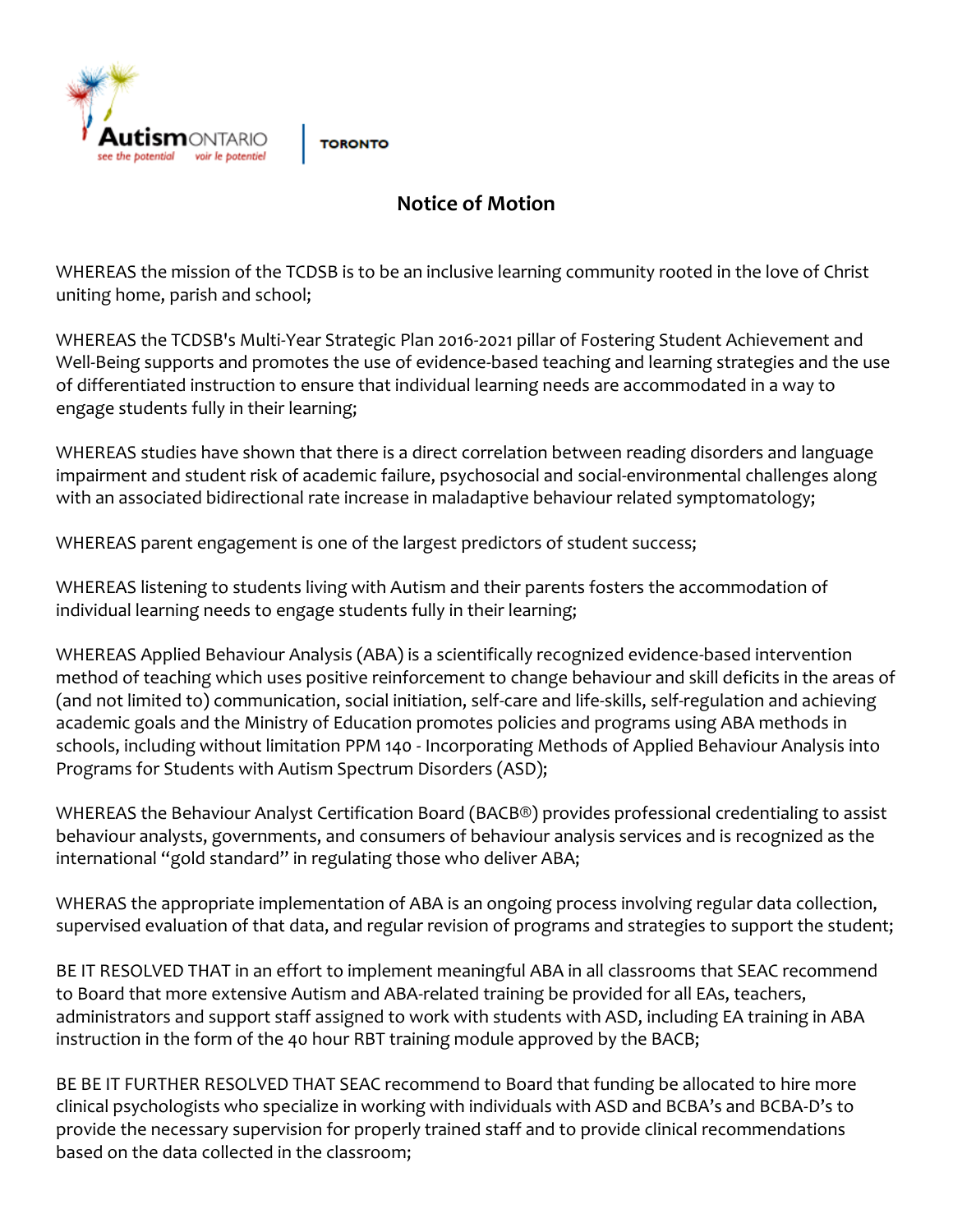Autism ONTARIO | TORONTO

*see the potential* *voir le potentiel*

# Notice of Motion

WHEREAS the mission of the TCDSB is to be an inclusive learning community rooted in the love of Christ uniting home, parish and school;

WHEREAS the TCDSB's Multi-Year Strategic Plan 2016-2021 pillar of Fostering Student Achievement and Well-Being supports and promotes the use of evidence-based teaching and learning strategies and the use of differentiated instruction to ensure that individual learning needs are accommodated in a way to engage students fully in their learning;

WHEREAS studies have shown that there is a direct correlation between reading disorders and language impairment and student risk of academic failure, psychosocial and social-environmental challenges along with an associated bidirectional rate increase in maladaptive behaviour related symptomatology;

WHEREAS parent engagement is one of the largest predictors of student success;

WHEREAS listening to students living with Autism and their parents fosters the accommodation of individual learning needs to engage students fully in their learning;

WHEREAS Applied Behaviour Analysis (ABA) is a scientifically recognized evidence-based intervention method of teaching which uses positive reinforcement to change behaviour and skill deficits in the areas of (and not limited to) communication, social initiation, self-care and life-skills, self-regulation and achieving academic goals and the Ministry of Education promotes policies and programs using ABA methods in schools, including without limitation PPM 140 - Incorporating Methods of Applied Behaviour Analysis into Programs for Students with Autism Spectrum Disorders (ASD);

WHEREAS the Behaviour Analyst Certification Board (BACB®) provides professional credentialing to assist behaviour analysts, governments, and consumers of behaviour analysis services and is recognized as the international "gold standard" in regulating those who deliver ABA;

WHERAS the appropriate implementation of ABA is an ongoing process involving regular data collection, supervised evaluation of that data, and regular revision of programs and strategies to support the student;

BE IT RESOLVED THAT in an effort to implement meaningful ABA in all classrooms that SEAC recommend to Board that more extensive Autism and ABA-related training be provided for all EAs, teachers, administrators and support staff assigned to work with students with ASD, including EA training in ABA instruction in the form of the 40 hour RBT training module approved by the BACB;

BE BE IT FURTHER RESOLVED THAT SEAC recommend to Board that funding be allocated to hire more clinical psychologists who specialize in working with individuals with ASD and BCBA's and BCBA-D's to provide the necessary supervision for properly trained staff and to provide clinical recommendations based on the data collected in the classroom;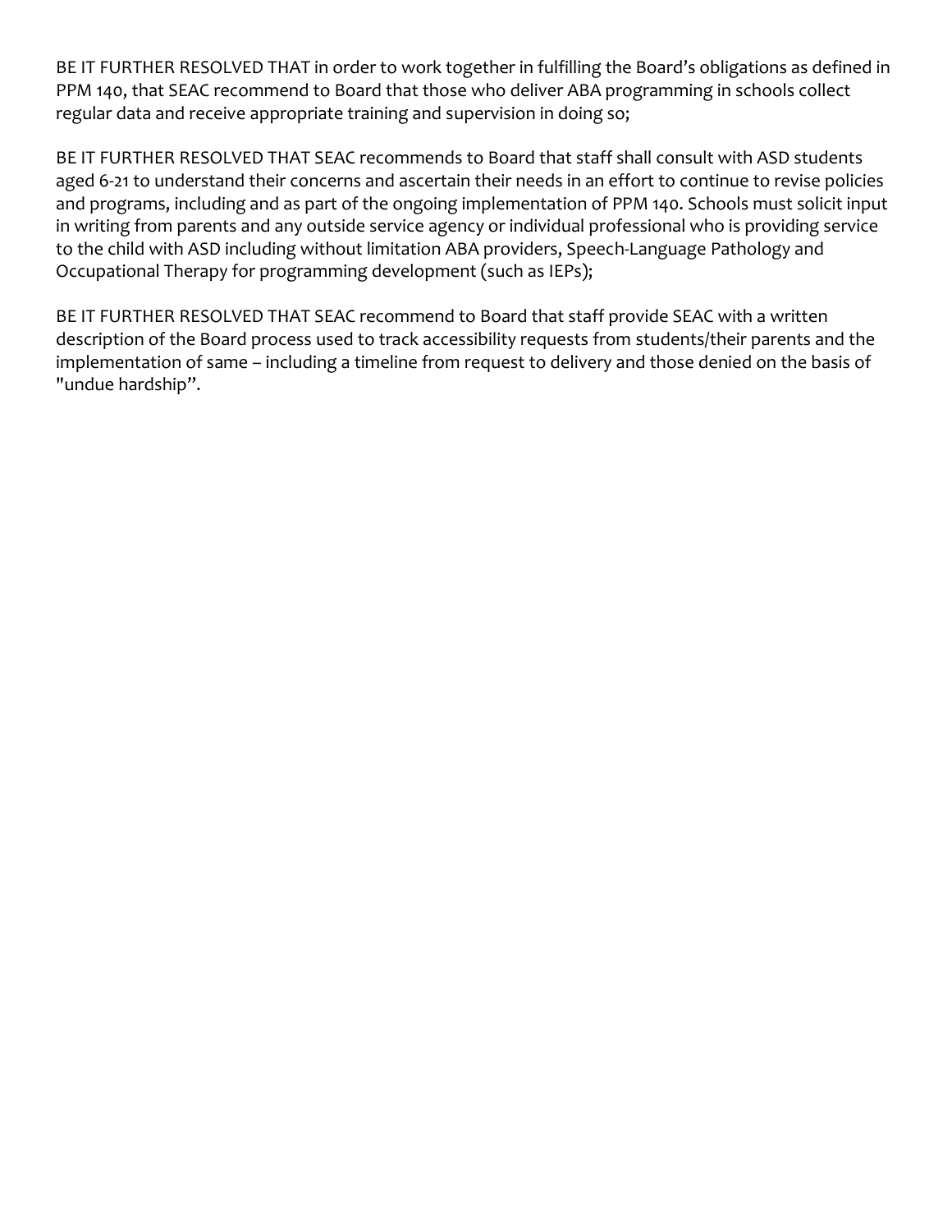BE IT FURTHER RESOLVED THAT in order to work together in fulfilling the Board's obligations as defined in PPM 140, that SEAC recommend to Board that those who deliver ABA programming in schools collect regular data and receive appropriate training and supervision in doing so;

BE IT FURTHER RESOLVED THAT SEAC recommends to Board that staff shall consult with ASD students aged 6-21 to understand their concerns and ascertain their needs in an effort to continue to revise policies and programs, including and as part of the ongoing implementation of PPM 140. Schools must solicit input in writing from parents and any outside service agency or individual professional who is providing service to the child with ASD including without limitation ABA providers, Speech-Language Pathology and Occupational Therapy for programming development (such as IEPs);

BE IT FURTHER RESOLVED THAT SEAC recommend to Board that staff provide SEAC with a written description of the Board process used to track accessibility requests from students/their parents and the implementation of same – including a timeline from request to delivery and those denied on the basis of "undue hardship".